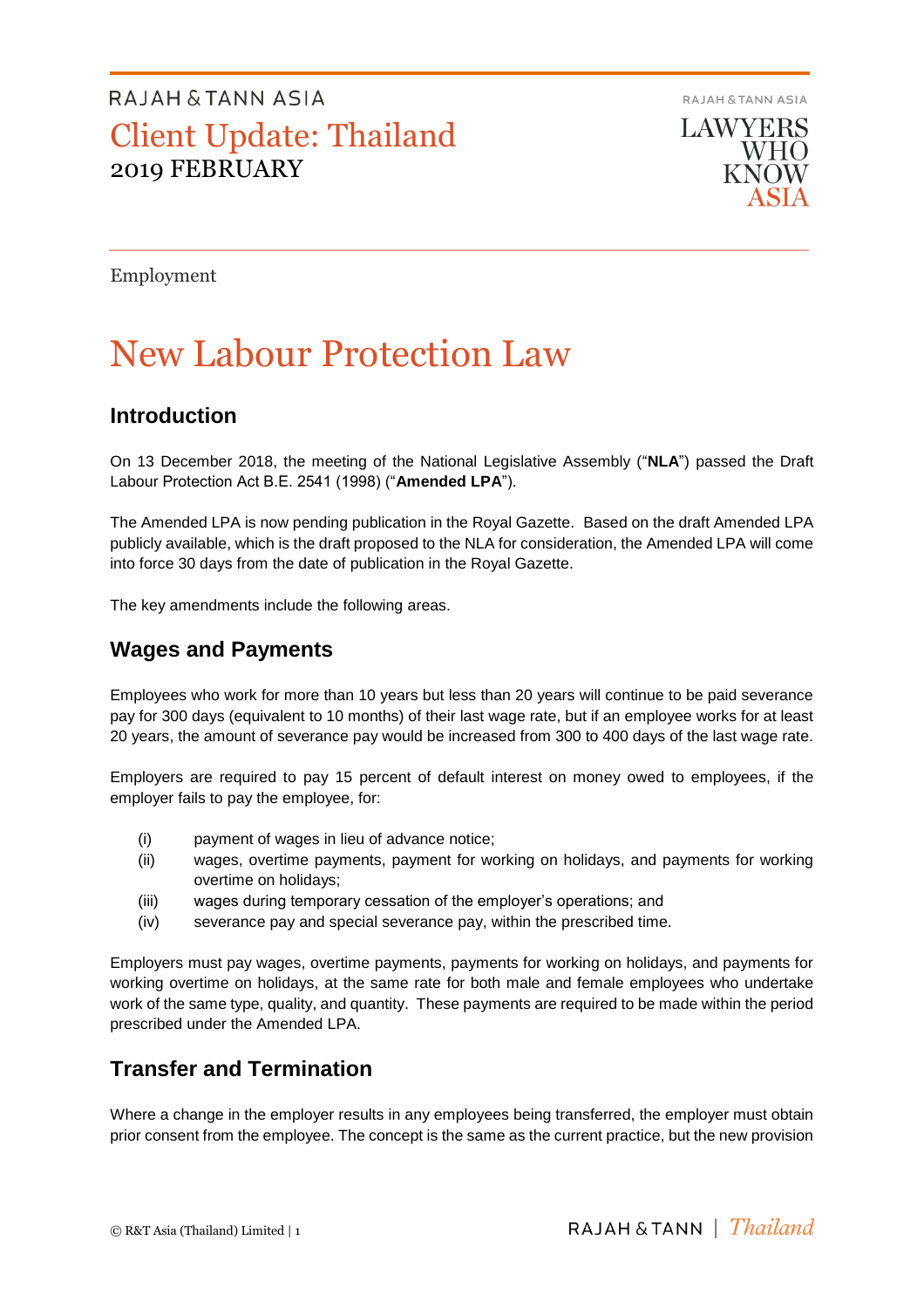RAJAH & TANN ASIA

# Client Update: Thailand

2019 FEBRUARY

Employment

# New Labour Protection Law

## Introduction

On 13 December 2018, the meeting of the National Legislative Assembly ("**NLA**") passed the Draft Labour Protection Act B.E. 2541 (1998) ("**Amended LPA**").

The Amended LPA is now pending publication in the Royal Gazette. Based on the draft Amended LPA publicly available, which is the draft proposed to the NLA for consideration, the Amended LPA will come into force 30 days from the date of publication in the Royal Gazette.

The key amendments include the following areas.

## Wages and Payments

Employees who work for more than 10 years but less than 20 years will continue to be paid severance pay for 300 days (equivalent to 10 months) of their last wage rate, but if an employee works for at least 20 years, the amount of severance pay would be increased from 300 to 400 days of the last wage rate.

Employers are required to pay 15 percent of default interest on money owed to employees, if the employer fails to pay the employee, for:

- (i) payment of wages in lieu of advance notice;
- (ii) wages, overtime payments, payment for working on holidays, and payments for working overtime on holidays;
- (iii) wages during temporary cessation of the employer's operations; and
- (iv) severance pay and special severance pay, within the prescribed time.

Employers must pay wages, overtime payments, payments for working on holidays, and payments for working overtime on holidays, at the same rate for both male and female employees who undertake work of the same type, quality, and quantity. These payments are required to be made within the period prescribed under the Amended LPA.

## Transfer and Termination

Where a change in the employer results in any employees being transferred, the employer must obtain prior consent from the employee. The concept is the same as the current practice, but the new provision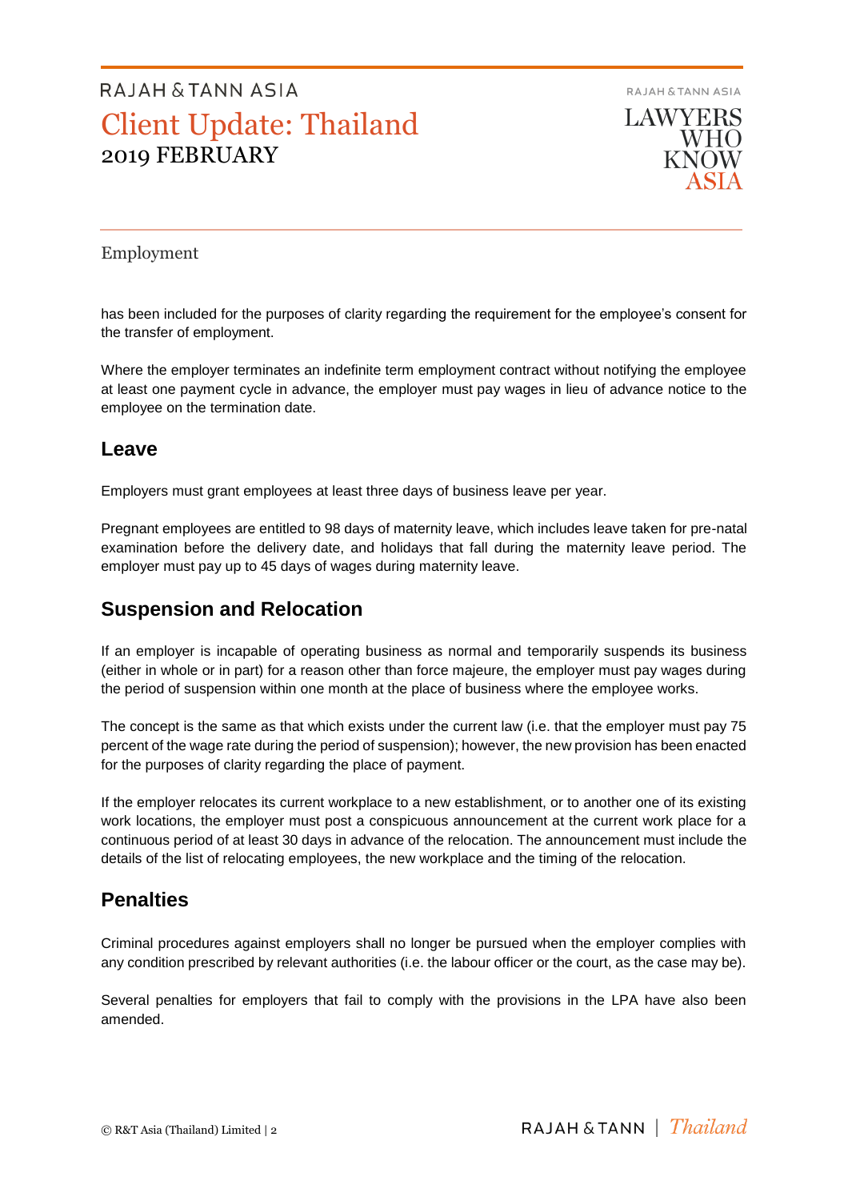has been included for the purposes of clarity regarding the requirement for the employee's consent for the transfer of employment.

Where the employer terminates an indefinite term employment contract without notifying the employee at least one payment cycle in advance, the employer must pay wages in lieu of advance notice to the employee on the termination date.

## Leave

Employers must grant employees at least three days of business leave per year.

Pregnant employees are entitled to 98 days of maternity leave, which includes leave taken for pre-natal examination before the delivery date, and holidays that fall during the maternity leave period. The employer must pay up to 45 days of wages during maternity leave.

## Suspension and Relocation

If an employer is incapable of operating business as normal and temporarily suspends its business (either in whole or in part) for a reason other than force majeure, the employer must pay wages during the period of suspension within one month at the place of business where the employee works.

The concept is the same as that which exists under the current law (i.e. that the employer must pay 75 percent of the wage rate during the period of suspension); however, the new provision has been enacted for the purposes of clarity regarding the place of payment.

If the employer relocates its current workplace to a new establishment, or to another one of its existing work locations, the employer must post a conspicuous announcement at the current work place for a continuous period of at least 30 days in advance of the relocation. The announcement must include the details of the list of relocating employees, the new workplace and the timing of the relocation.

## Penalties

Criminal procedures against employers shall no longer be pursued when the employer complies with any condition prescribed by relevant authorities (i.e. the labour officer or the court, as the case may be).

Several penalties for employers that fail to comply with the provisions in the LPA have also been amended.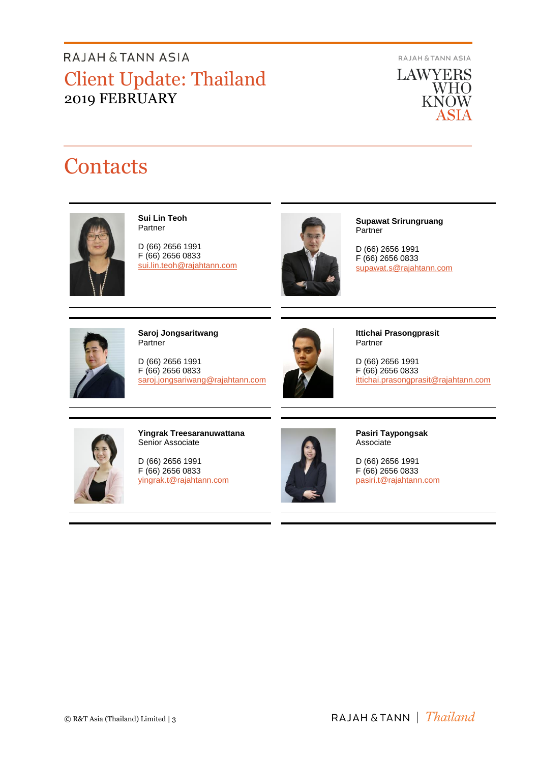# Contacts

**Sui Lin Teoh**
Partner

D (66) 2656 1991
F (66) 2656 0833
sui.lin.teoh@rajahtann.com

**Supawat Srirungruang**
Partner

D (66) 2656 1991
F (66) 2656 0833
supawat.s@rajahtann.com

**Saroj Jongsaritwang**
Partner

D (66) 2656 1991
F (66) 2656 0833
saroj.jongsariwang@rajahtann.com

**Ittichai Prasongprasit**
Partner

D (66) 2656 1991
F (66) 2656 0833
ittichai.prasongprasit@rajahtann.com

**Yingrak Treesaranuwattana**
Senior Associate

D (66) 2656 1991
F (66) 2656 0833
yingrak.t@rajahtann.com

**Pasiri Taypongsak**
Associate

D (66) 2656 1991
F (66) 2656 0833
pasiri.t@rajahtann.com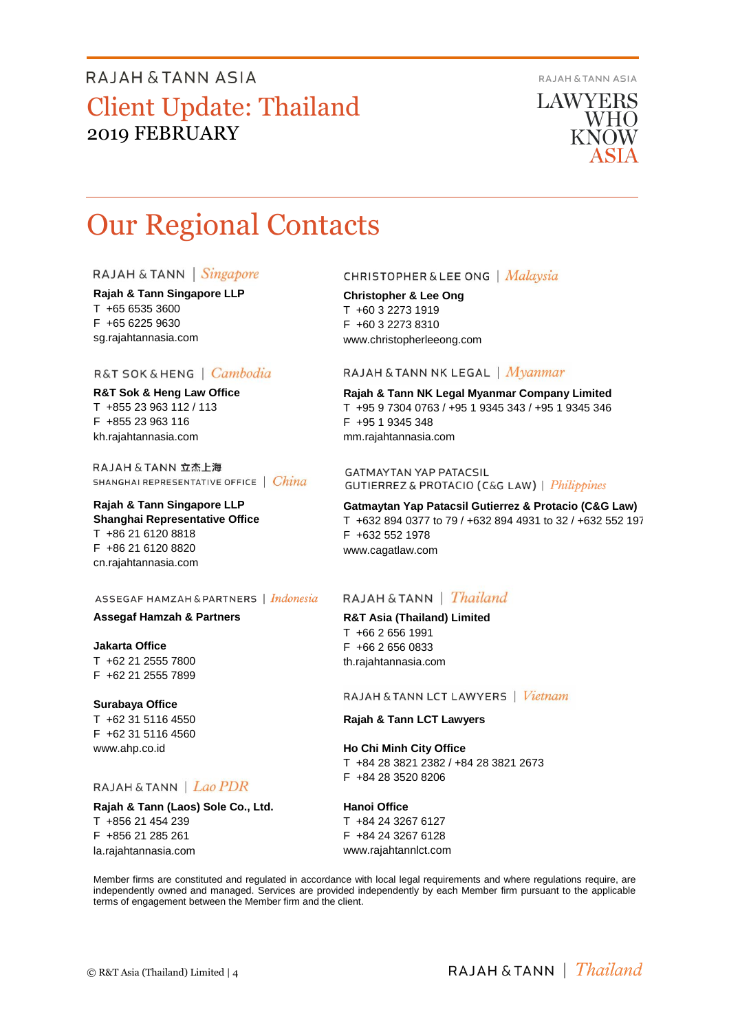# Our Regional Contacts

RAJAH & TANN | *Singapore*

**Rajah & Tann Singapore LLP**
T +65 6535 3600
F +65 6225 9630
sg.rajahtannasia.com

R&T SOK & HENG | *Cambodia*

**R&T Sok & Heng Law Office**
T +855 23 963 112 / 113
F +855 23 963 116
kh.rajahtannasia.com

RAJAH & TANN 立杰上海
SHANGHAI REPRESENTATIVE OFFICE | *China*

**Rajah & Tann Singapore LLP**
**Shanghai Representative Office**
T +86 21 6120 8818
F +86 21 6120 8820
cn.rajahtannasia.com

ASSEGAF HAMZAH & PARTNERS | *Indonesia*

**Assegaf Hamzah & Partners**

**Jakarta Office**
T +62 21 2555 7800
F +62 21 2555 7899

**Surabaya Office**
T +62 31 5116 4550
F +62 31 5116 4560
www.ahp.co.id

RAJAH & TANN | *Lao PDR*

**Rajah & Tann (Laos) Sole Co., Ltd.**
T +856 21 454 239
F +856 21 285 261
la.rajahtannasia.com

CHRISTOPHER & LEE ONG | *Malaysia*

**Christopher & Lee Ong**
T +60 3 2273 1919
F +60 3 2273 8310
www.christopherleeong.com

RAJAH & TANN NK LEGAL | *Myanmar*

**Rajah & Tann NK Legal Myanmar Company Limited**
T +95 9 7304 0763 / +95 1 9345 343 / +95 1 9345 346
F +95 1 9345 348
mm.rajahtannasia.com

GATMAYTAN YAP PATACSIL
GUTIERREZ & PROTACIO (C&G LAW) | *Philippines*

**Gatmaytan Yap Patacsil Gutierrez & Protacio (C&G Law)**
T +632 894 0377 to 79 / +632 894 4931 to 32 / +632 552 197
F +632 552 1978
www.cagatlaw.com

RAJAH & TANN | *Thailand*

**R&T Asia (Thailand) Limited**
T +66 2 656 1991
F +66 2 656 0833
th.rajahtannasia.com

RAJAH & TANN LCT LAWYERS | *Vietnam*

**Rajah & Tann LCT Lawyers**

**Ho Chi Minh City Office**
T +84 28 3821 2382 / +84 28 3821 2673
F +84 28 3520 8206

**Hanoi Office**
T +84 24 3267 6127
F +84 24 3267 6128
www.rajahtannlct.com

Member firms are constituted and regulated in accordance with local legal requirements and where regulations require, are independently owned and managed. Services are provided independently by each Member firm pursuant to the applicable terms of engagement between the Member firm and the client.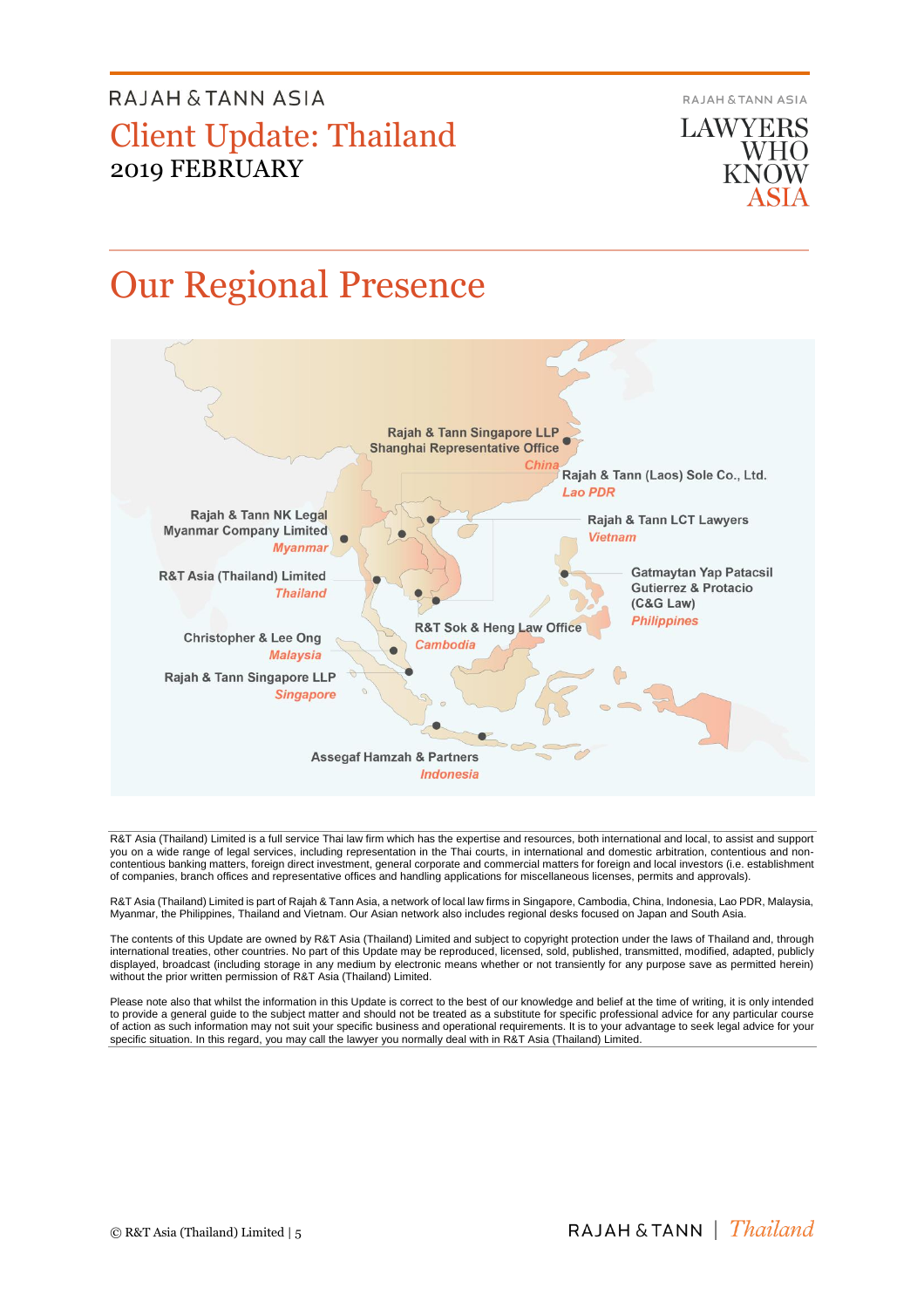# Our Regional Presence

Rajah & Tann Singapore LLP
Shanghai Representative Office
*China*

Rajah & Tann (Laos) Sole Co., Ltd.
*Lao PDR*

Rajah & Tann NK Legal
Myanmar Company Limited
*Myanmar*

Rajah & Tann LCT Lawyers
*Vietnam*

R&T Asia (Thailand) Limited
*Thailand*

Gatmaytan Yap Patacsil
Gutierrez & Protacio
(C&G Law)
*Philippines*

R&T Sok & Heng Law Office
*Cambodia*

Christopher & Lee Ong
*Malaysia*

Rajah & Tann Singapore LLP
*Singapore*

Assegaf Hamzah & Partners
*Indonesia*

R&T Asia (Thailand) Limited is a full service Thai law firm which has the expertise and resources, both international and local, to assist and support you on a wide range of legal services, including representation in the Thai courts, in international and domestic arbitration, contentious and non-contentious banking matters, foreign direct investment, general corporate and commercial matters for foreign and local investors (i.e. establishment of companies, branch offices and representative offices and handling applications for miscellaneous licenses, permits and approvals).

R&T Asia (Thailand) Limited is part of Rajah & Tann Asia, a network of local law firms in Singapore, Cambodia, China, Indonesia, Lao PDR, Malaysia, Myanmar, the Philippines, Thailand and Vietnam. Our Asian network also includes regional desks focused on Japan and South Asia.

The contents of this Update are owned by R&T Asia (Thailand) Limited and subject to copyright protection under the laws of Thailand and, through international treaties, other countries. No part of this Update may be reproduced, licensed, sold, published, transmitted, modified, adapted, publicly displayed, broadcast (including storage in any medium by electronic means whether or not transiently for any purpose save as permitted herein) without the prior written permission of R&T Asia (Thailand) Limited.

Please note also that whilst the information in this Update is correct to the best of our knowledge and belief at the time of writing, it is only intended to provide a general guide to the subject matter and should not be treated as a substitute for specific professional advice for any particular course of action as such information may not suit your specific business and operational requirements. It is to your advantage to seek legal advice for your specific situation. In this regard, you may call the lawyer you normally deal with in R&T Asia (Thailand) Limited.